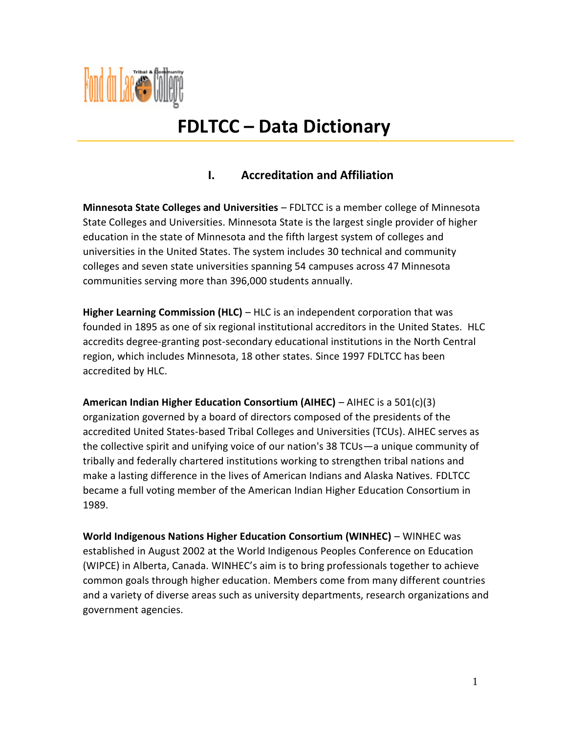# FDLTCC – Data Dictionary

## I. Accreditation and Affiliation

**Minnesota State Colleges and Universities** – FDLTCC is a member college of Minnesota State Colleges and Universities. Minnesota State is the largest single provider of higher education in the state of Minnesota and the fifth largest system of colleges and universities in the United States. The system includes 30 technical and community colleges and seven state universities spanning 54 campuses across 47 Minnesota communities serving more than 396,000 students annually.

**Higher Learning Commission (HLC)** – HLC is an independent corporation that was founded in 1895 as one of six regional institutional accreditors in the United States. HLC accredits degree-granting post-secondary educational institutions in the North Central region, which includes Minnesota, 18 other states. Since 1997 FDLTCC has been accredited by HLC.

**American Indian Higher Education Consortium (AIHEC)** – AIHEC is a 501(c)(3) organization governed by a board of directors composed of the presidents of the accredited United States-based Tribal Colleges and Universities (TCUs). AIHEC serves as the collective spirit and unifying voice of our nation's 38 TCUs—a unique community of tribally and federally chartered institutions working to strengthen tribal nations and make a lasting difference in the lives of American Indians and Alaska Natives. FDLTCC became a full voting member of the American Indian Higher Education Consortium in 1989.

**World Indigenous Nations Higher Education Consortium (WINHEC)** – WINHEC was established in August 2002 at the World Indigenous Peoples Conference on Education (WIPCE) in Alberta, Canada. WINHEC's aim is to bring professionals together to achieve common goals through higher education. Members come from many different countries and a variety of diverse areas such as university departments, research organizations and government agencies.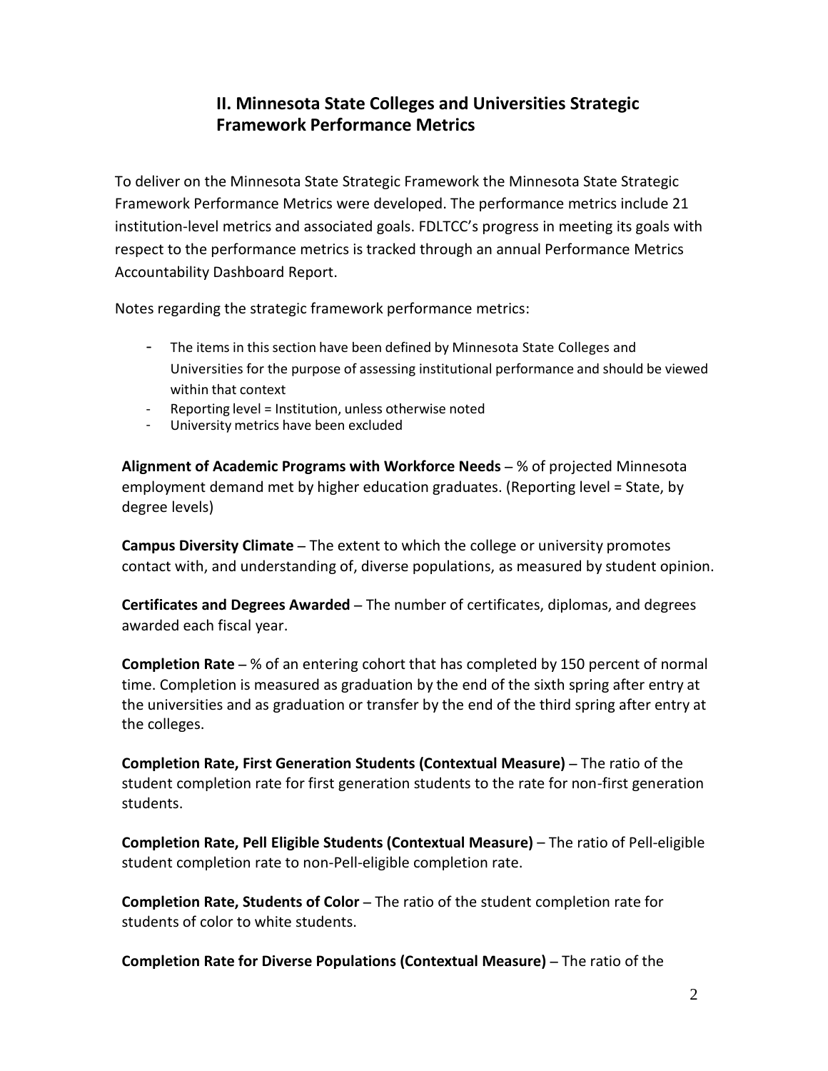## II. Minnesota State Colleges and Universities Strategic Framework Performance Metrics

To deliver on the Minnesota State Strategic Framework the Minnesota State Strategic Framework Performance Metrics were developed. The performance metrics include 21 institution-level metrics and associated goals. FDLTCC's progress in meeting its goals with respect to the performance metrics is tracked through an annual Performance Metrics Accountability Dashboard Report.

Notes regarding the strategic framework performance metrics:

- The items in this section have been defined by Minnesota State Colleges and Universities for the purpose of assessing institutional performance and should be viewed within that context
- Reporting level = Institution, unless otherwise noted
- University metrics have been excluded

**Alignment of Academic Programs with Workforce Needs** – % of projected Minnesota employment demand met by higher education graduates. (Reporting level = State, by degree levels)

**Campus Diversity Climate** – The extent to which the college or university promotes contact with, and understanding of, diverse populations, as measured by student opinion.

**Certificates and Degrees Awarded** – The number of certificates, diplomas, and degrees awarded each fiscal year.

**Completion Rate** – % of an entering cohort that has completed by 150 percent of normal time. Completion is measured as graduation by the end of the sixth spring after entry at the universities and as graduation or transfer by the end of the third spring after entry at the colleges.

**Completion Rate, First Generation Students (Contextual Measure)** – The ratio of the student completion rate for first generation students to the rate for non-first generation students.

**Completion Rate, Pell Eligible Students (Contextual Measure)** – The ratio of Pell-eligible student completion rate to non-Pell-eligible completion rate.

**Completion Rate, Students of Color** – The ratio of the student completion rate for students of color to white students.

**Completion Rate for Diverse Populations (Contextual Measure)** – The ratio of the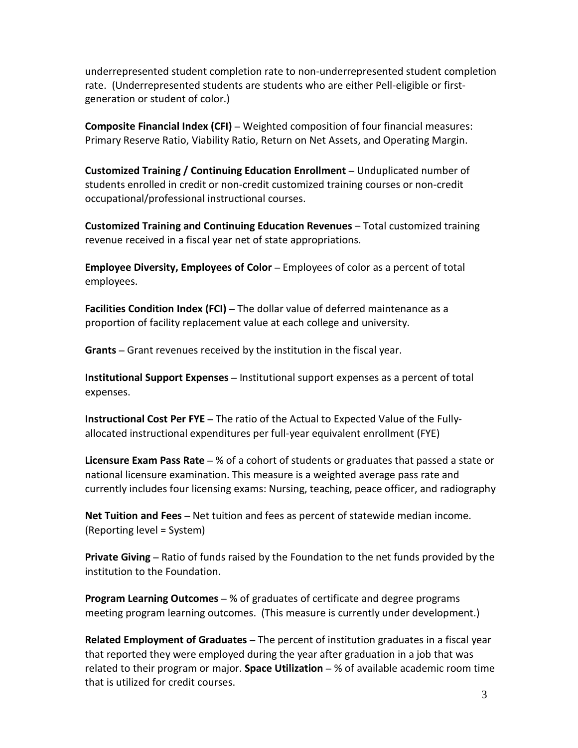underrepresented student completion rate to non-underrepresented student completion rate. (Underrepresented students are students who are either Pell-eligible or first-generation or student of color.)

**Composite Financial Index (CFI)** – Weighted composition of four financial measures: Primary Reserve Ratio, Viability Ratio, Return on Net Assets, and Operating Margin.

**Customized Training / Continuing Education Enrollment** – Unduplicated number of students enrolled in credit or non-credit customized training courses or non-credit occupational/professional instructional courses.

**Customized Training and Continuing Education Revenues** – Total customized training revenue received in a fiscal year net of state appropriations.

**Employee Diversity, Employees of Color** – Employees of color as a percent of total employees.

**Facilities Condition Index (FCI)** – The dollar value of deferred maintenance as a proportion of facility replacement value at each college and university.

**Grants** – Grant revenues received by the institution in the fiscal year.

**Institutional Support Expenses** – Institutional support expenses as a percent of total expenses.

**Instructional Cost Per FYE** – The ratio of the Actual to Expected Value of the Fully-allocated instructional expenditures per full-year equivalent enrollment (FYE)

**Licensure Exam Pass Rate** – % of a cohort of students or graduates that passed a state or national licensure examination. This measure is a weighted average pass rate and currently includes four licensing exams: Nursing, teaching, peace officer, and radiography

**Net Tuition and Fees** – Net tuition and fees as percent of statewide median income. (Reporting level = System)

**Private Giving** – Ratio of funds raised by the Foundation to the net funds provided by the institution to the Foundation.

**Program Learning Outcomes** – % of graduates of certificate and degree programs meeting program learning outcomes. (This measure is currently under development.)

**Related Employment of Graduates** – The percent of institution graduates in a fiscal year that reported they were employed during the year after graduation in a job that was related to their program or major. **Space Utilization** – % of available academic room time that is utilized for credit courses.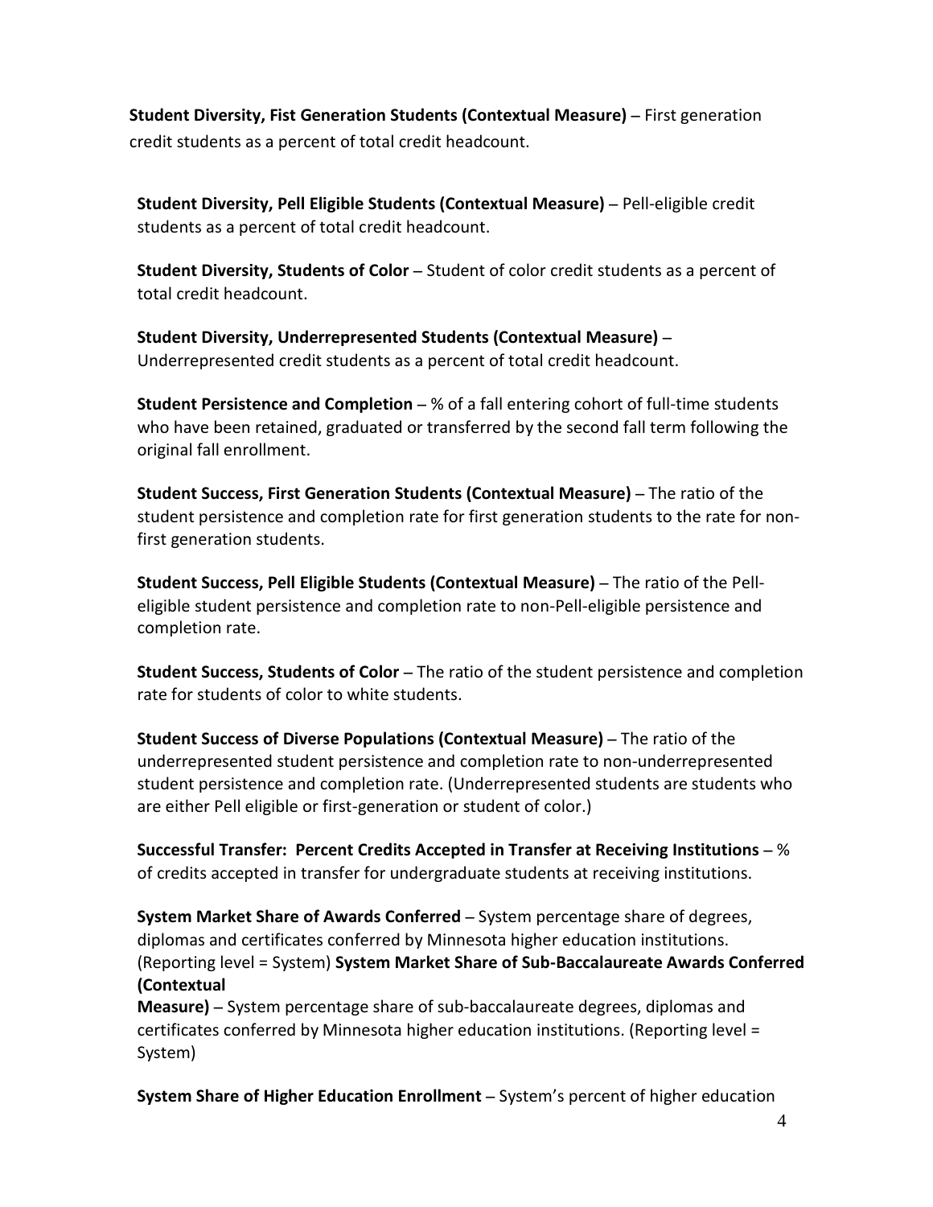**Student Diversity, Fist Generation Students (Contextual Measure)** – First generation credit students as a percent of total credit headcount.

**Student Diversity, Pell Eligible Students (Contextual Measure)** – Pell-eligible credit students as a percent of total credit headcount.

**Student Diversity, Students of Color** – Student of color credit students as a percent of total credit headcount.

**Student Diversity, Underrepresented Students (Contextual Measure)** – Underrepresented credit students as a percent of total credit headcount.

**Student Persistence and Completion** – % of a fall entering cohort of full-time students who have been retained, graduated or transferred by the second fall term following the original fall enrollment.

**Student Success, First Generation Students (Contextual Measure)** – The ratio of the student persistence and completion rate for first generation students to the rate for non-first generation students.

**Student Success, Pell Eligible Students (Contextual Measure)** – The ratio of the Pell-eligible student persistence and completion rate to non-Pell-eligible persistence and completion rate.

**Student Success, Students of Color** – The ratio of the student persistence and completion rate for students of color to white students.

**Student Success of Diverse Populations (Contextual Measure)** – The ratio of the underrepresented student persistence and completion rate to non-underrepresented student persistence and completion rate. (Underrepresented students are students who are either Pell eligible or first-generation or student of color.)

**Successful Transfer: Percent Credits Accepted in Transfer at Receiving Institutions** – % of credits accepted in transfer for undergraduate students at receiving institutions.

**System Market Share of Awards Conferred** – System percentage share of degrees, diplomas and certificates conferred by Minnesota higher education institutions. (Reporting level = System) **System Market Share of Sub-Baccalaureate Awards Conferred (Contextual Measure)** – System percentage share of sub-baccalaureate degrees, diplomas and certificates conferred by Minnesota higher education institutions. (Reporting level = System)

**System Share of Higher Education Enrollment** – System's percent of higher education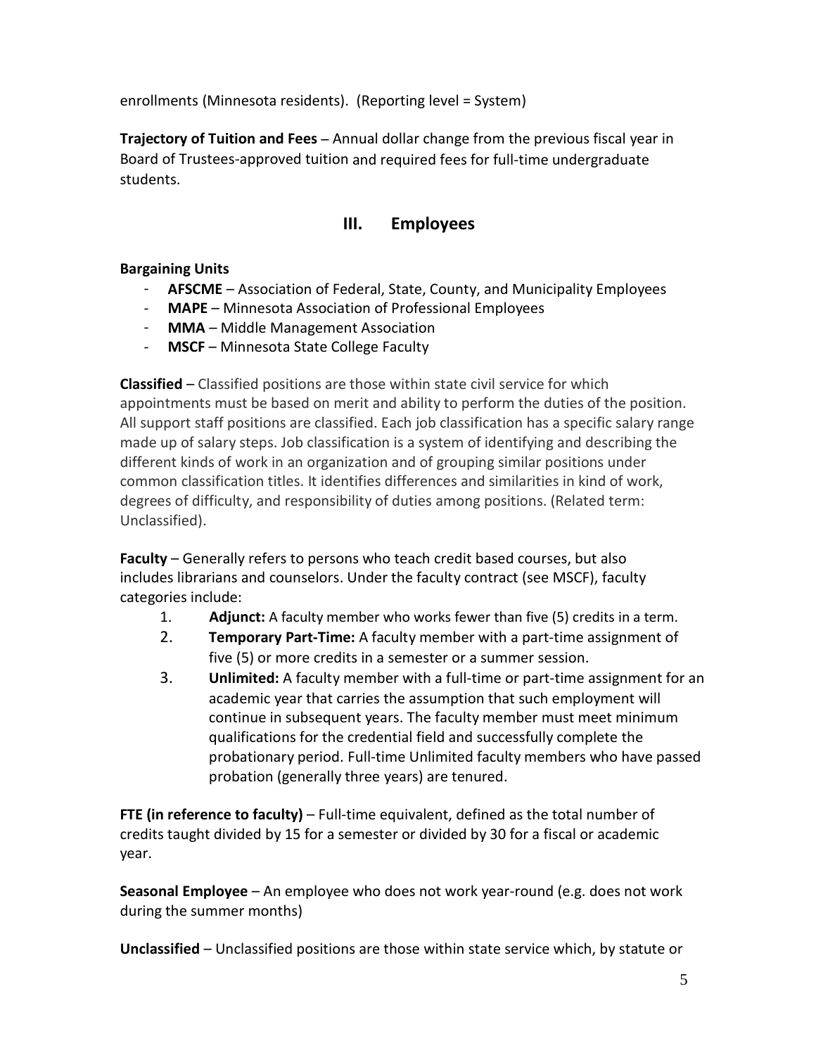enrollments (Minnesota residents). (Reporting level = System)

**Trajectory of Tuition and Fees** – Annual dollar change from the previous fiscal year in Board of Trustees-approved tuition and required fees for full-time undergraduate students.

## III. Employees

**Bargaining Units**

- **AFSCME** – Association of Federal, State, County, and Municipality Employees
- **MAPE** – Minnesota Association of Professional Employees
- **MMA** – Middle Management Association
- **MSCF** – Minnesota State College Faculty

**Classified** – Classified positions are those within state civil service for which appointments must be based on merit and ability to perform the duties of the position. All support staff positions are classified. Each job classification has a specific salary range made up of salary steps. Job classification is a system of identifying and describing the different kinds of work in an organization and of grouping similar positions under common classification titles. It identifies differences and similarities in kind of work, degrees of difficulty, and responsibility of duties among positions. (Related term: Unclassified).

**Faculty** – Generally refers to persons who teach credit based courses, but also includes librarians and counselors. Under the faculty contract (see MSCF), faculty categories include:

1. **Adjunct:** A faculty member who works fewer than five (5) credits in a term.
2. **Temporary Part-Time:** A faculty member with a part-time assignment of five (5) or more credits in a semester or a summer session.
3. **Unlimited:** A faculty member with a full-time or part-time assignment for an academic year that carries the assumption that such employment will continue in subsequent years. The faculty member must meet minimum qualifications for the credential field and successfully complete the probationary period. Full-time Unlimited faculty members who have passed probation (generally three years) are tenured.

**FTE (in reference to faculty)** – Full-time equivalent, defined as the total number of credits taught divided by 15 for a semester or divided by 30 for a fiscal or academic year.

**Seasonal Employee** – An employee who does not work year-round (e.g. does not work during the summer months)

**Unclassified** – Unclassified positions are those within state service which, by statute or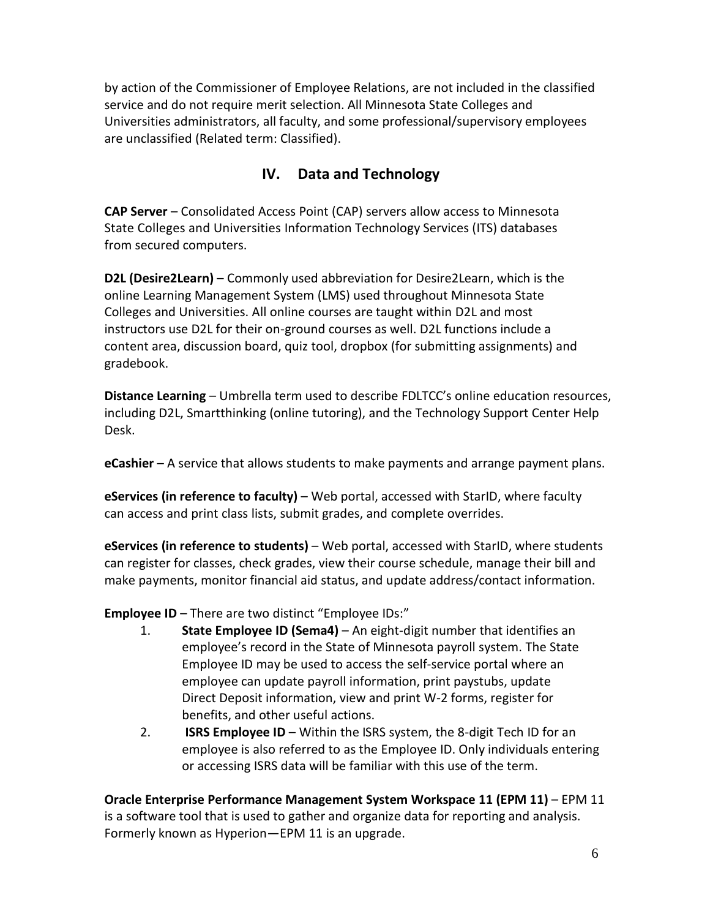by action of the Commissioner of Employee Relations, are not included in the classified service and do not require merit selection. All Minnesota State Colleges and Universities administrators, all faculty, and some professional/supervisory employees are unclassified (Related term: Classified).

## IV. Data and Technology

**CAP Server** – Consolidated Access Point (CAP) servers allow access to Minnesota State Colleges and Universities Information Technology Services (ITS) databases from secured computers.

**D2L (Desire2Learn)** – Commonly used abbreviation for Desire2Learn, which is the online Learning Management System (LMS) used throughout Minnesota State Colleges and Universities. All online courses are taught within D2L and most instructors use D2L for their on-ground courses as well. D2L functions include a content area, discussion board, quiz tool, dropbox (for submitting assignments) and gradebook.

**Distance Learning** – Umbrella term used to describe FDLTCC's online education resources, including D2L, Smartthinking (online tutoring), and the Technology Support Center Help Desk.

**eCashier** – A service that allows students to make payments and arrange payment plans.

**eServices (in reference to faculty)** – Web portal, accessed with StarID, where faculty can access and print class lists, submit grades, and complete overrides.

**eServices (in reference to students)** – Web portal, accessed with StarID, where students can register for classes, check grades, view their course schedule, manage their bill and make payments, monitor financial aid status, and update address/contact information.

**Employee ID** – There are two distinct "Employee IDs:"

1. **State Employee ID (Sema4)** – An eight-digit number that identifies an employee's record in the State of Minnesota payroll system. The State Employee ID may be used to access the self-service portal where an employee can update payroll information, print paystubs, update Direct Deposit information, view and print W-2 forms, register for benefits, and other useful actions.
2. **ISRS Employee ID** – Within the ISRS system, the 8-digit Tech ID for an employee is also referred to as the Employee ID. Only individuals entering or accessing ISRS data will be familiar with this use of the term.

**Oracle Enterprise Performance Management System Workspace 11 (EPM 11)** – EPM 11 is a software tool that is used to gather and organize data for reporting and analysis. Formerly known as Hyperion—EPM 11 is an upgrade.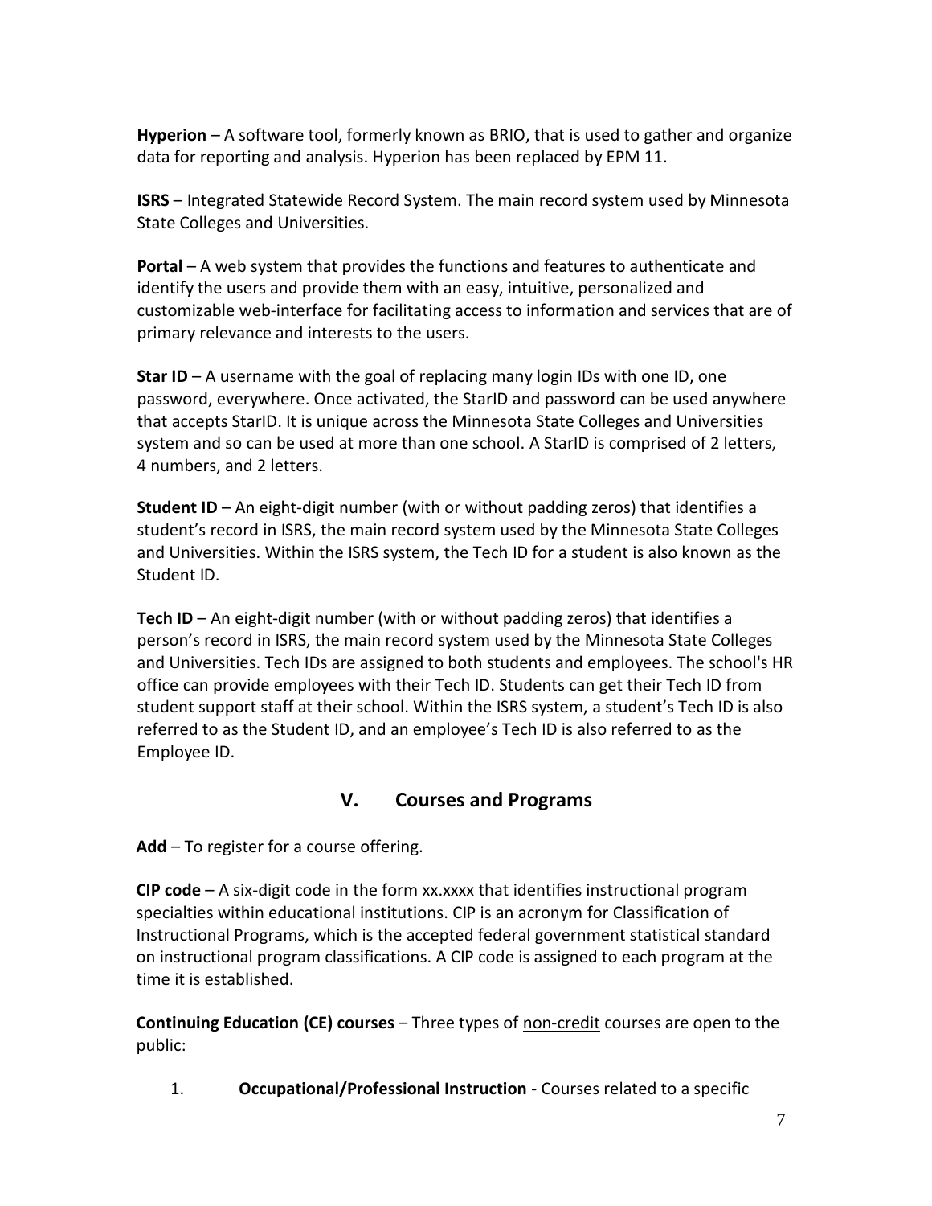**Hyperion** – A software tool, formerly known as BRIO, that is used to gather and organize data for reporting and analysis. Hyperion has been replaced by EPM 11.

**ISRS** – Integrated Statewide Record System. The main record system used by Minnesota State Colleges and Universities.

**Portal** – A web system that provides the functions and features to authenticate and identify the users and provide them with an easy, intuitive, personalized and customizable web-interface for facilitating access to information and services that are of primary relevance and interests to the users.

**Star ID** – A username with the goal of replacing many login IDs with one ID, one password, everywhere. Once activated, the StarID and password can be used anywhere that accepts StarID. It is unique across the Minnesota State Colleges and Universities system and so can be used at more than one school. A StarID is comprised of 2 letters, 4 numbers, and 2 letters.

**Student ID** – An eight-digit number (with or without padding zeros) that identifies a student's record in ISRS, the main record system used by the Minnesota State Colleges and Universities. Within the ISRS system, the Tech ID for a student is also known as the Student ID.

**Tech ID** – An eight-digit number (with or without padding zeros) that identifies a person's record in ISRS, the main record system used by the Minnesota State Colleges and Universities. Tech IDs are assigned to both students and employees. The school's HR office can provide employees with their Tech ID. Students can get their Tech ID from student support staff at their school. Within the ISRS system, a student's Tech ID is also referred to as the Student ID, and an employee's Tech ID is also referred to as the Employee ID.

## V. Courses and Programs

**Add** – To register for a course offering.

**CIP code** – A six-digit code in the form xx.xxxx that identifies instructional program specialties within educational institutions. CIP is an acronym for Classification of Instructional Programs, which is the accepted federal government statistical standard on instructional program classifications. A CIP code is assigned to each program at the time it is established.

**Continuing Education (CE) courses** – Three types of <u>non-credit</u> courses are open to the public:

1. **Occupational/Professional Instruction** - Courses related to a specific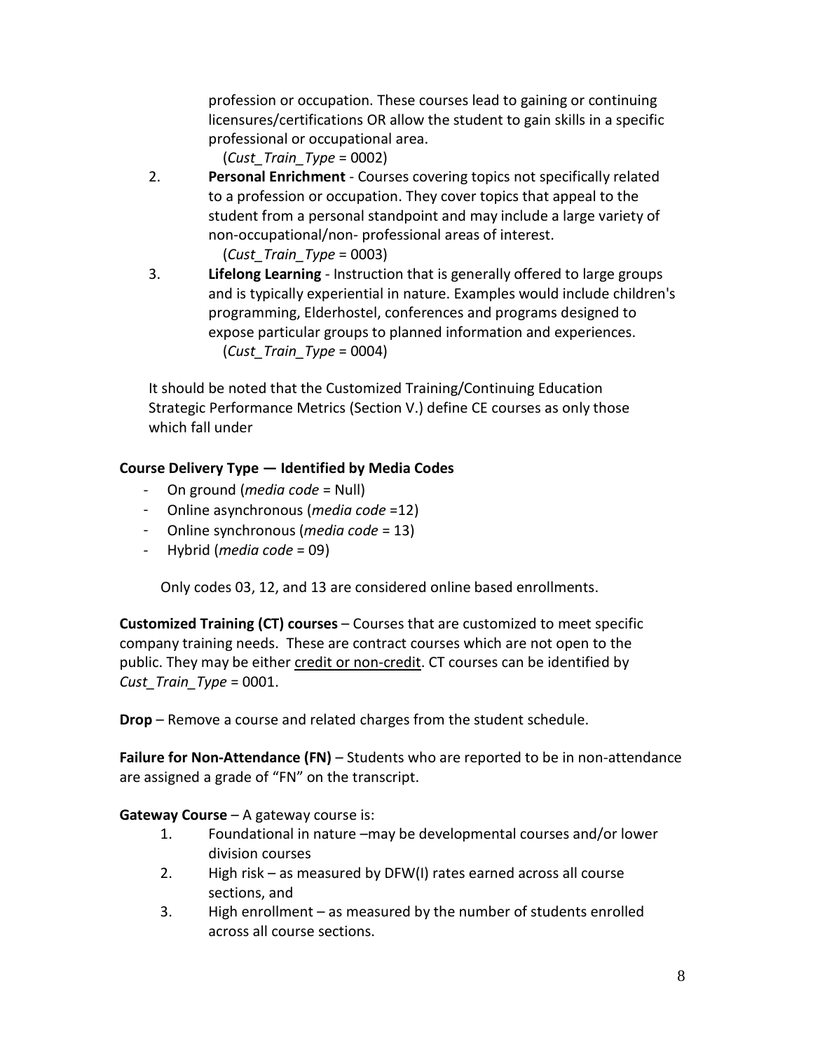profession or occupation. These courses lead to gaining or continuing licensures/certifications OR allow the student to gain skills in a specific professional or occupational area.
(*Cust_Train_Type* = 0002)

2. **Personal Enrichment** - Courses covering topics not specifically related to a profession or occupation. They cover topics that appeal to the student from a personal standpoint and may include a large variety of non-occupational/non- professional areas of interest.
(*Cust_Train_Type* = 0003)
3. **Lifelong Learning** - Instruction that is generally offered to large groups and is typically experiential in nature. Examples would include children's programming, Elderhostel, conferences and programs designed to expose particular groups to planned information and experiences.
(*Cust_Train_Type* = 0004)

It should be noted that the Customized Training/Continuing Education Strategic Performance Metrics (Section V.) define CE courses as only those which fall under

**Course Delivery Type — Identified by Media Codes**

- On ground (*media code* = Null)
- Online asynchronous (*media code* =12)
- Online synchronous (*media code* = 13)
- Hybrid (*media code* = 09)

Only codes 03, 12, and 13 are considered online based enrollments.

**Customized Training (CT) courses** – Courses that are customized to meet specific company training needs. These are contract courses which are not open to the public. They may be either credit or non-credit. CT courses can be identified by *Cust_Train_Type* = 0001.

**Drop** – Remove a course and related charges from the student schedule.

**Failure for Non-Attendance (FN)** – Students who are reported to be in non-attendance are assigned a grade of "FN" on the transcript.

**Gateway Course** – A gateway course is:

1. Foundational in nature –may be developmental courses and/or lower division courses
2. High risk – as measured by DFW(I) rates earned across all course sections, and
3. High enrollment – as measured by the number of students enrolled across all course sections.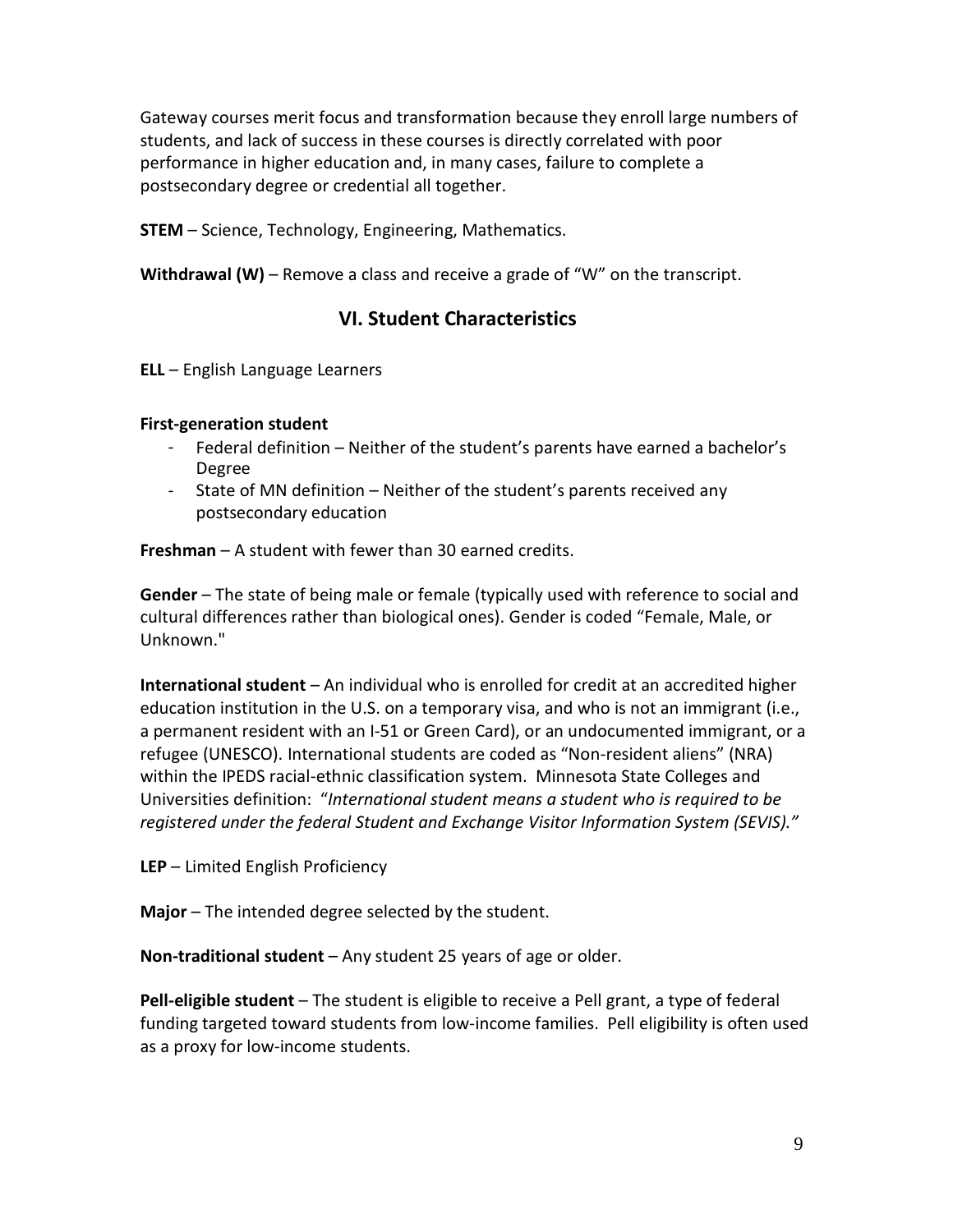Gateway courses merit focus and transformation because they enroll large numbers of students, and lack of success in these courses is directly correlated with poor performance in higher education and, in many cases, failure to complete a postsecondary degree or credential all together.

**STEM** – Science, Technology, Engineering, Mathematics.

**Withdrawal (W)** – Remove a class and receive a grade of "W" on the transcript.

## VI. Student Characteristics

**ELL** – English Language Learners

**First-generation student**

- Federal definition – Neither of the student's parents have earned a bachelor's Degree
- State of MN definition – Neither of the student's parents received any postsecondary education

**Freshman** – A student with fewer than 30 earned credits.

**Gender** – The state of being male or female (typically used with reference to social and cultural differences rather than biological ones). Gender is coded "Female, Male, or Unknown."

**International student** – An individual who is enrolled for credit at an accredited higher education institution in the U.S. on a temporary visa, and who is not an immigrant (i.e., a permanent resident with an I-51 or Green Card), or an undocumented immigrant, or a refugee (UNESCO). International students are coded as "Non-resident aliens" (NRA) within the IPEDS racial-ethnic classification system. Minnesota State Colleges and Universities definition: "*International student means a student who is required to be registered under the federal Student and Exchange Visitor Information System (SEVIS).*"

**LEP** – Limited English Proficiency

**Major** – The intended degree selected by the student.

**Non-traditional student** – Any student 25 years of age or older.

**Pell-eligible student** – The student is eligible to receive a Pell grant, a type of federal funding targeted toward students from low-income families. Pell eligibility is often used as a proxy for low-income students.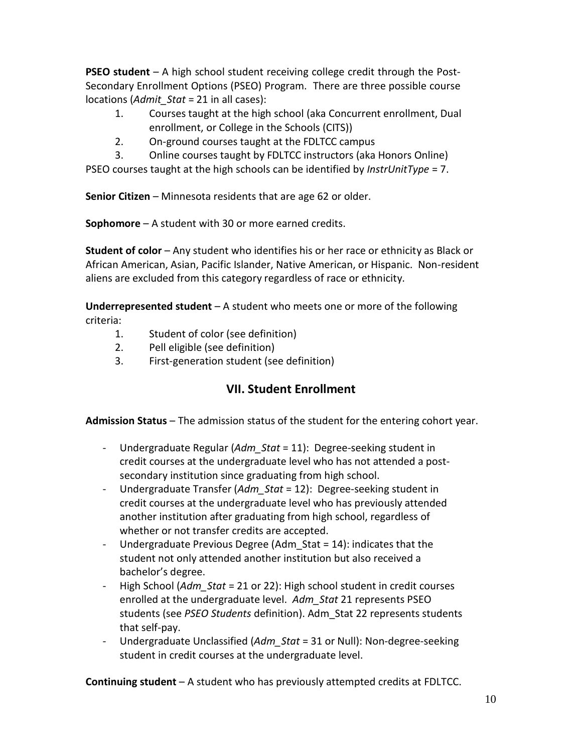**PSEO student** – A high school student receiving college credit through the Post-Secondary Enrollment Options (PSEO) Program. There are three possible course locations (*Admit_Stat* = 21 in all cases):

1. Courses taught at the high school (aka Concurrent enrollment, Dual enrollment, or College in the Schools (CITS))
2. On-ground courses taught at the FDLTCC campus
3. Online courses taught by FDLTCC instructors (aka Honors Online)

PSEO courses taught at the high schools can be identified by *InstrUnitType* = 7.

**Senior Citizen** – Minnesota residents that are age 62 or older.

**Sophomore** – A student with 30 or more earned credits.

**Student of color** – Any student who identifies his or her race or ethnicity as Black or African American, Asian, Pacific Islander, Native American, or Hispanic. Non-resident aliens are excluded from this category regardless of race or ethnicity.

**Underrepresented student** – A student who meets one or more of the following criteria:

1. Student of color (see definition)
2. Pell eligible (see definition)
3. First-generation student (see definition)

## VII. Student Enrollment

**Admission Status** – The admission status of the student for the entering cohort year.

- Undergraduate Regular (*Adm_Stat* = 11): Degree-seeking student in credit courses at the undergraduate level who has not attended a post-secondary institution since graduating from high school.
- Undergraduate Transfer (*Adm_Stat* = 12): Degree-seeking student in credit courses at the undergraduate level who has previously attended another institution after graduating from high school, regardless of whether or not transfer credits are accepted.
- Undergraduate Previous Degree (Adm_Stat = 14): indicates that the student not only attended another institution but also received a bachelor's degree.
- High School (*Adm_Stat* = 21 or 22): High school student in credit courses enrolled at the undergraduate level. *Adm_Stat* 21 represents PSEO students (see *PSEO Students* definition). Adm_Stat 22 represents students that self-pay.
- Undergraduate Unclassified (*Adm_Stat* = 31 or Null): Non-degree-seeking student in credit courses at the undergraduate level.

**Continuing student** – A student who has previously attempted credits at FDLTCC.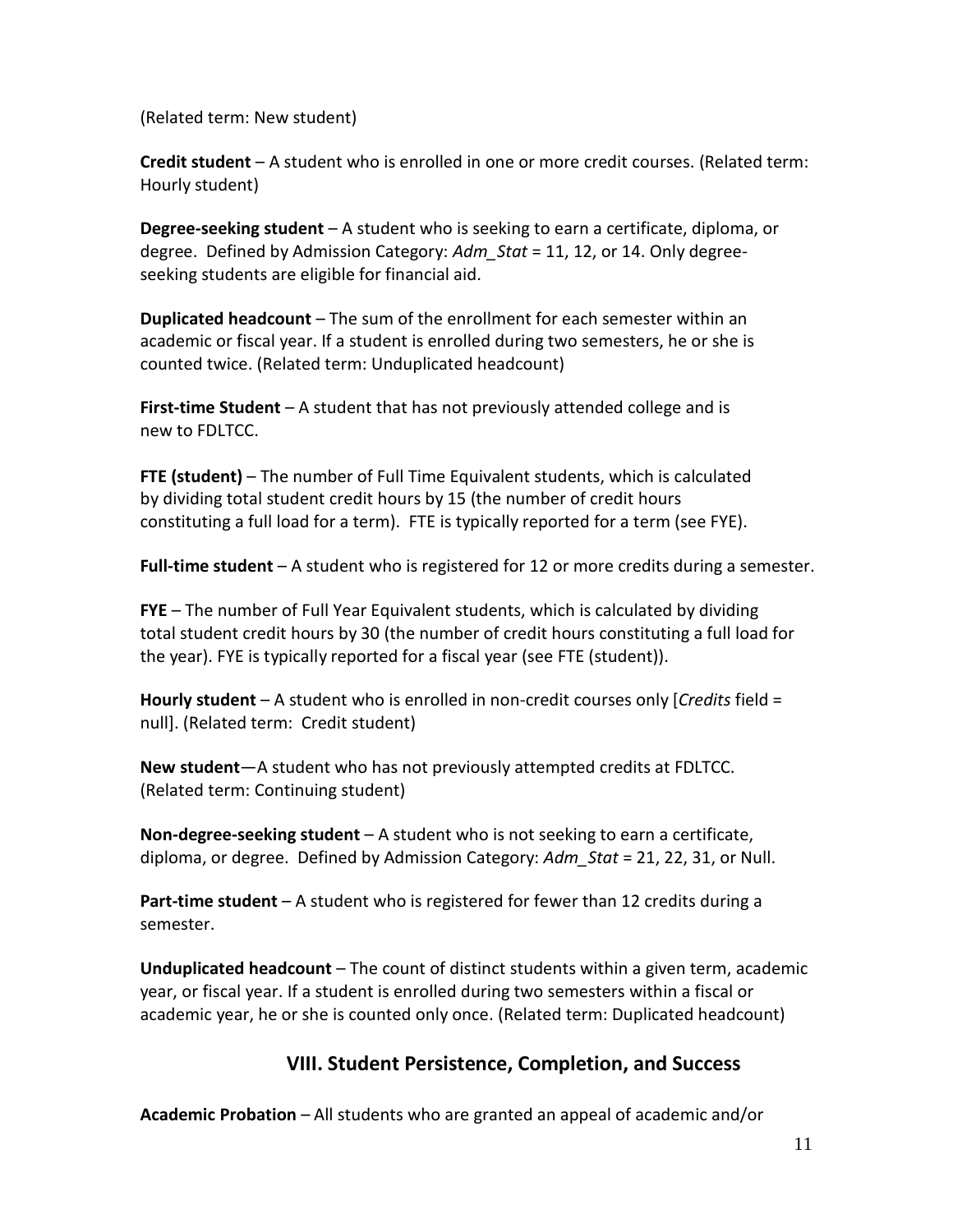(Related term: New student)

**Credit student** – A student who is enrolled in one or more credit courses. (Related term: Hourly student)

**Degree-seeking student** – A student who is seeking to earn a certificate, diploma, or degree. Defined by Admission Category: *Adm_Stat* = 11, 12, or 14. Only degree-seeking students are eligible for financial aid.

**Duplicated headcount** – The sum of the enrollment for each semester within an academic or fiscal year. If a student is enrolled during two semesters, he or she is counted twice. (Related term: Unduplicated headcount)

**First-time Student** – A student that has not previously attended college and is new to FDLTCC.

**FTE (student)** – The number of Full Time Equivalent students, which is calculated by dividing total student credit hours by 15 (the number of credit hours constituting a full load for a term). FTE is typically reported for a term (see FYE).

**Full-time student** – A student who is registered for 12 or more credits during a semester.

**FYE** – The number of Full Year Equivalent students, which is calculated by dividing total student credit hours by 30 (the number of credit hours constituting a full load for the year). FYE is typically reported for a fiscal year (see FTE (student)).

**Hourly student** – A student who is enrolled in non-credit courses only [*Credits* field = null]. (Related term: Credit student)

**New student**—A student who has not previously attempted credits at FDLTCC. (Related term: Continuing student)

**Non-degree-seeking student** – A student who is not seeking to earn a certificate, diploma, or degree. Defined by Admission Category: *Adm_Stat* = 21, 22, 31, or Null.

**Part-time student** – A student who is registered for fewer than 12 credits during a semester.

**Unduplicated headcount** – The count of distinct students within a given term, academic year, or fiscal year. If a student is enrolled during two semesters within a fiscal or academic year, he or she is counted only once. (Related term: Duplicated headcount)

## VIII. Student Persistence, Completion, and Success

**Academic Probation** – All students who are granted an appeal of academic and/or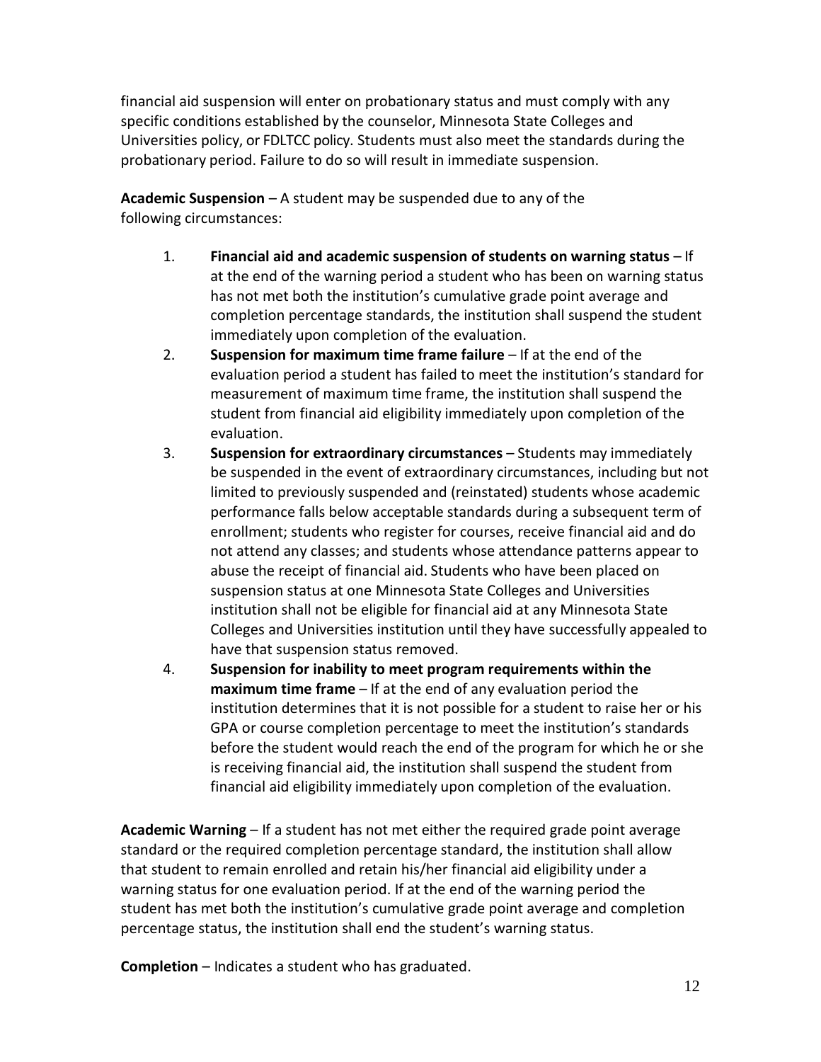financial aid suspension will enter on probationary status and must comply with any specific conditions established by the counselor, Minnesota State Colleges and Universities policy, or FDLTCC policy. Students must also meet the standards during the probationary period. Failure to do so will result in immediate suspension.

**Academic Suspension** – A student may be suspended due to any of the following circumstances:

1. **Financial aid and academic suspension of students on warning status** – If at the end of the warning period a student who has been on warning status has not met both the institution's cumulative grade point average and completion percentage standards, the institution shall suspend the student immediately upon completion of the evaluation.
2. **Suspension for maximum time frame failure** – If at the end of the evaluation period a student has failed to meet the institution's standard for measurement of maximum time frame, the institution shall suspend the student from financial aid eligibility immediately upon completion of the evaluation.
3. **Suspension for extraordinary circumstances** – Students may immediately be suspended in the event of extraordinary circumstances, including but not limited to previously suspended and (reinstated) students whose academic performance falls below acceptable standards during a subsequent term of enrollment; students who register for courses, receive financial aid and do not attend any classes; and students whose attendance patterns appear to abuse the receipt of financial aid. Students who have been placed on suspension status at one Minnesota State Colleges and Universities institution shall not be eligible for financial aid at any Minnesota State Colleges and Universities institution until they have successfully appealed to have that suspension status removed.
4. **Suspension for inability to meet program requirements within the maximum time frame** – If at the end of any evaluation period the institution determines that it is not possible for a student to raise her or his GPA or course completion percentage to meet the institution's standards before the student would reach the end of the program for which he or she is receiving financial aid, the institution shall suspend the student from financial aid eligibility immediately upon completion of the evaluation.

**Academic Warning** – If a student has not met either the required grade point average standard or the required completion percentage standard, the institution shall allow that student to remain enrolled and retain his/her financial aid eligibility under a warning status for one evaluation period. If at the end of the warning period the student has met both the institution's cumulative grade point average and completion percentage status, the institution shall end the student's warning status.

**Completion** – Indicates a student who has graduated.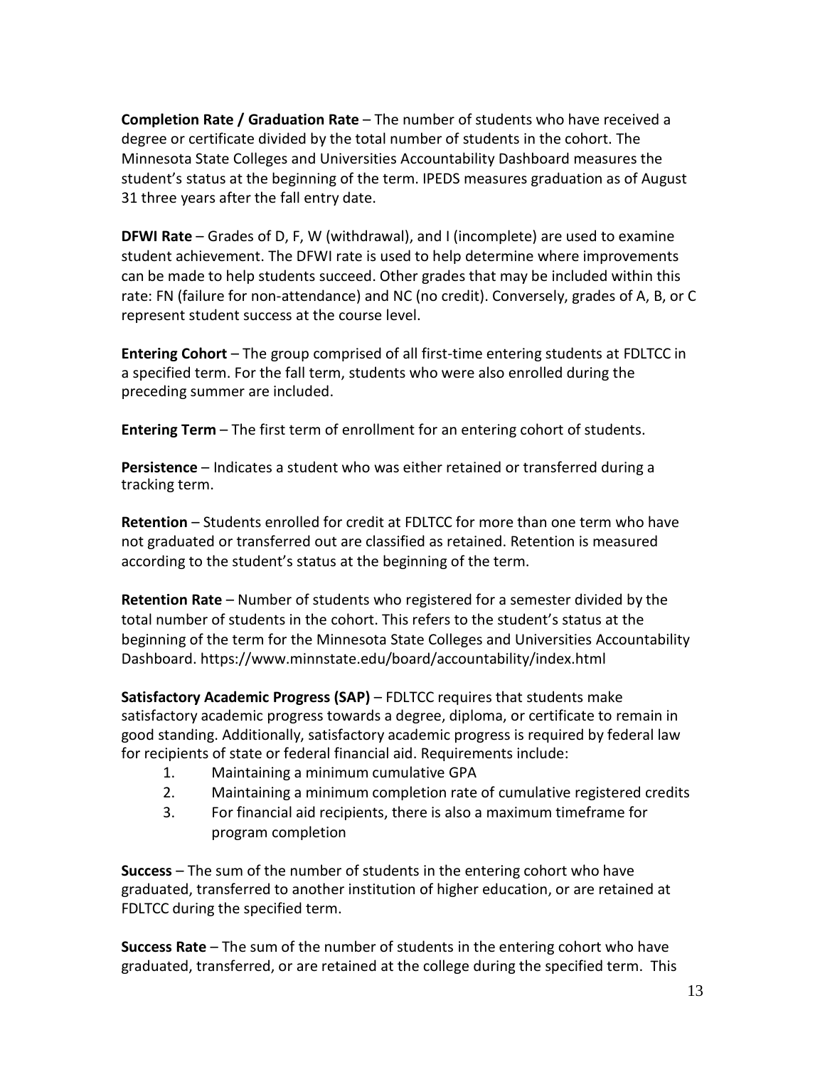**Completion Rate / Graduation Rate** – The number of students who have received a degree or certificate divided by the total number of students in the cohort. The Minnesota State Colleges and Universities Accountability Dashboard measures the student's status at the beginning of the term. IPEDS measures graduation as of August 31 three years after the fall entry date.

**DFWI Rate** – Grades of D, F, W (withdrawal), and I (incomplete) are used to examine student achievement. The DFWI rate is used to help determine where improvements can be made to help students succeed. Other grades that may be included within this rate: FN (failure for non-attendance) and NC (no credit). Conversely, grades of A, B, or C represent student success at the course level.

**Entering Cohort** – The group comprised of all first-time entering students at FDLTCC in a specified term. For the fall term, students who were also enrolled during the preceding summer are included.

**Entering Term** – The first term of enrollment for an entering cohort of students.

**Persistence** – Indicates a student who was either retained or transferred during a tracking term.

**Retention** – Students enrolled for credit at FDLTCC for more than one term who have not graduated or transferred out are classified as retained. Retention is measured according to the student's status at the beginning of the term.

**Retention Rate** – Number of students who registered for a semester divided by the total number of students in the cohort. This refers to the student's status at the beginning of the term for the Minnesota State Colleges and Universities Accountability Dashboard. https://www.minnstate.edu/board/accountability/index.html

**Satisfactory Academic Progress (SAP)** – FDLTCC requires that students make satisfactory academic progress towards a degree, diploma, or certificate to remain in good standing. Additionally, satisfactory academic progress is required by federal law for recipients of state or federal financial aid. Requirements include:

1. Maintaining a minimum cumulative GPA
2. Maintaining a minimum completion rate of cumulative registered credits
3. For financial aid recipients, there is also a maximum timeframe for program completion

**Success** – The sum of the number of students in the entering cohort who have graduated, transferred to another institution of higher education, or are retained at FDLTCC during the specified term.

**Success Rate** – The sum of the number of students in the entering cohort who have graduated, transferred, or are retained at the college during the specified term. This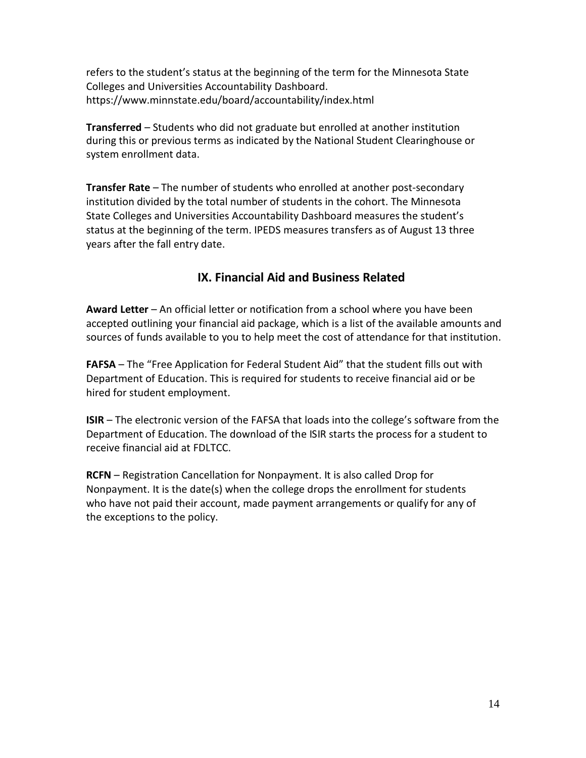refers to the student's status at the beginning of the term for the Minnesota State Colleges and Universities Accountability Dashboard. https://www.minnstate.edu/board/accountability/index.html

**Transferred** – Students who did not graduate but enrolled at another institution during this or previous terms as indicated by the National Student Clearinghouse or system enrollment data.

**Transfer Rate** – The number of students who enrolled at another post-secondary institution divided by the total number of students in the cohort. The Minnesota State Colleges and Universities Accountability Dashboard measures the student's status at the beginning of the term. IPEDS measures transfers as of August 13 three years after the fall entry date.

## IX. Financial Aid and Business Related

**Award Letter** – An official letter or notification from a school where you have been accepted outlining your financial aid package, which is a list of the available amounts and sources of funds available to you to help meet the cost of attendance for that institution.

**FAFSA** – The "Free Application for Federal Student Aid" that the student fills out with Department of Education. This is required for students to receive financial aid or be hired for student employment.

**ISIR** – The electronic version of the FAFSA that loads into the college's software from the Department of Education. The download of the ISIR starts the process for a student to receive financial aid at FDLTCC.

**RCFN** – Registration Cancellation for Nonpayment. It is also called Drop for Nonpayment. It is the date(s) when the college drops the enrollment for students who have not paid their account, made payment arrangements or qualify for any of the exceptions to the policy.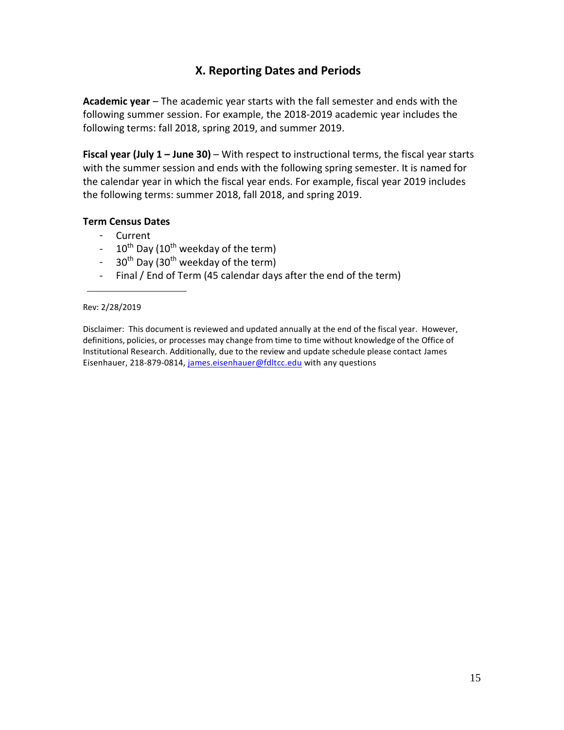## X. Reporting Dates and Periods

**Academic year** – The academic year starts with the fall semester and ends with the following summer session. For example, the 2018-2019 academic year includes the following terms: fall 2018, spring 2019, and summer 2019.

**Fiscal year (July 1 – June 30)** – With respect to instructional terms, the fiscal year starts with the summer session and ends with the following spring semester. It is named for the calendar year in which the fiscal year ends. For example, fiscal year 2019 includes the following terms: summer 2018, fall 2018, and spring 2019.

**Term Census Dates**

- Current
- 10th Day (10th weekday of the term)
- 30th Day (30th weekday of the term)
- Final / End of Term (45 calendar days after the end of the term)

---

Rev: 2/28/2019

Disclaimer: This document is reviewed and updated annually at the end of the fiscal year. However, definitions, policies, or processes may change from time to time without knowledge of the Office of Institutional Research. Additionally, due to the review and update schedule please contact James Eisenhauer, 218-879-0814, james.eisenhauer@fdltcc.edu with any questions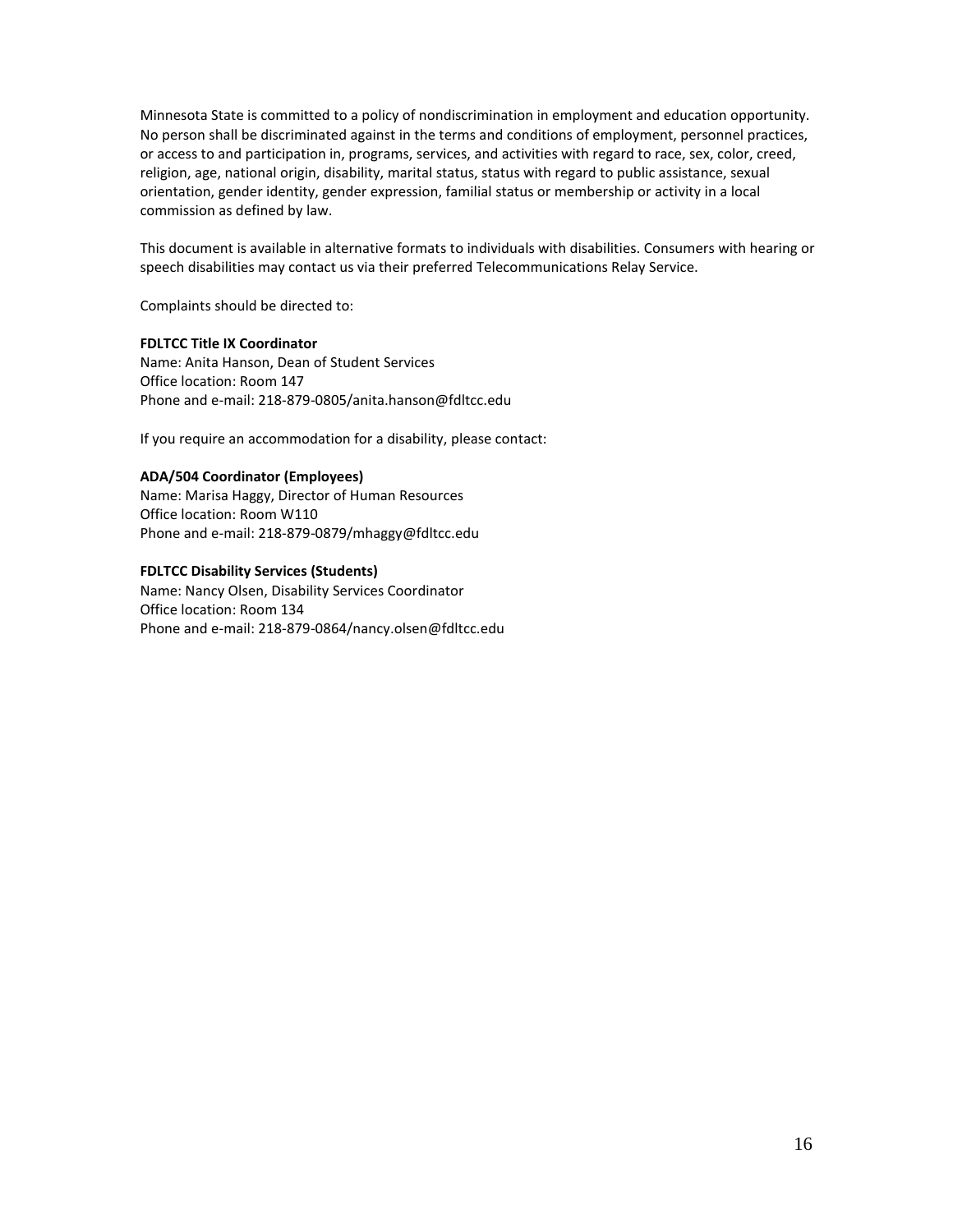Minnesota State is committed to a policy of nondiscrimination in employment and education opportunity. No person shall be discriminated against in the terms and conditions of employment, personnel practices, or access to and participation in, programs, services, and activities with regard to race, sex, color, creed, religion, age, national origin, disability, marital status, status with regard to public assistance, sexual orientation, gender identity, gender expression, familial status or membership or activity in a local commission as defined by law.

This document is available in alternative formats to individuals with disabilities. Consumers with hearing or speech disabilities may contact us via their preferred Telecommunications Relay Service.

Complaints should be directed to:

**FDLTCC Title IX Coordinator**
Name: Anita Hanson, Dean of Student Services
Office location: Room 147
Phone and e-mail: 218-879-0805/anita.hanson@fdltcc.edu

If you require an accommodation for a disability, please contact:

**ADA/504 Coordinator (Employees)**
Name: Marisa Haggy, Director of Human Resources
Office location: Room W110
Phone and e-mail: 218-879-0879/mhaggy@fdltcc.edu

**FDLTCC Disability Services (Students)**
Name: Nancy Olsen, Disability Services Coordinator
Office location: Room 134
Phone and e-mail: 218-879-0864/nancy.olsen@fdltcc.edu